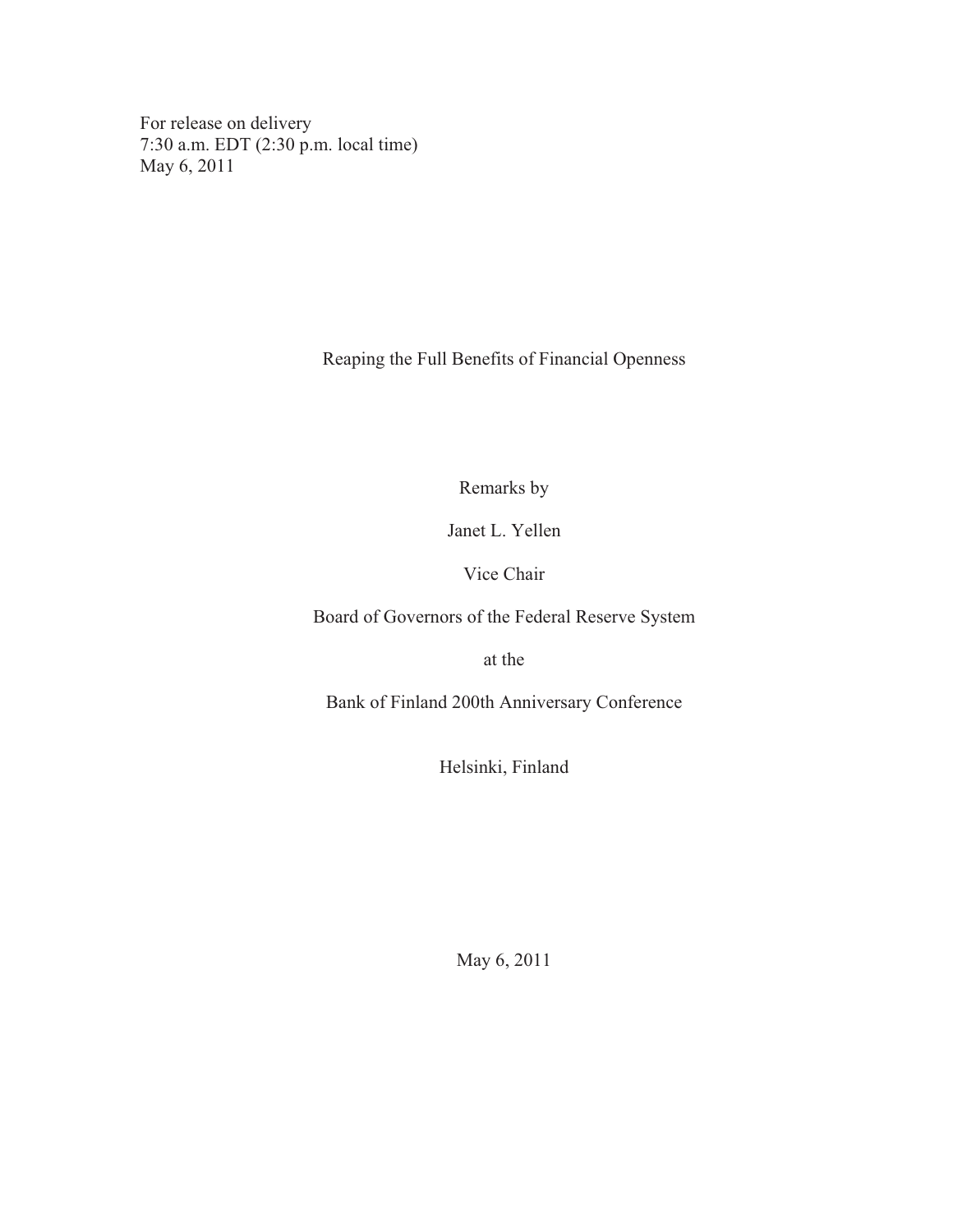For release on delivery
7:30 a.m. EDT (2:30 p.m. local time)
May 6, 2011

# Reaping the Full Benefits of Financial Openness

Remarks by

Janet L. Yellen

Vice Chair

Board of Governors of the Federal Reserve System

at the

Bank of Finland 200th Anniversary Conference

Helsinki, Finland

May 6, 2011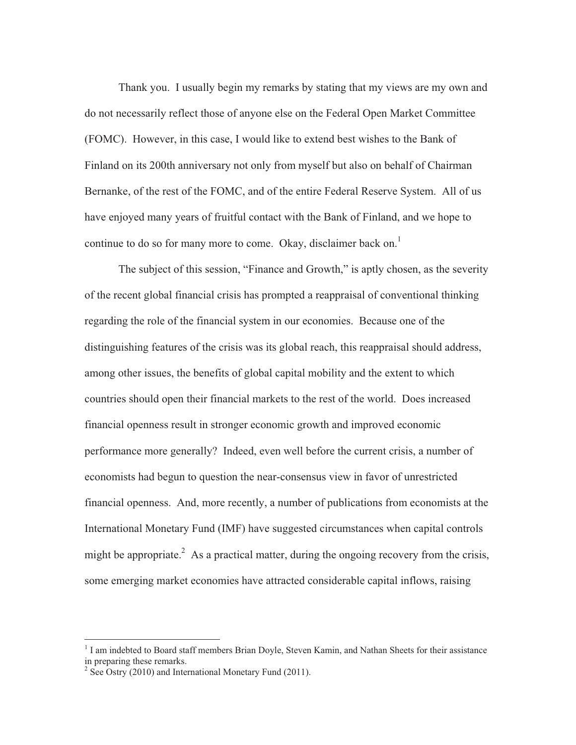Thank you. I usually begin my remarks by stating that my views are my own and do not necessarily reflect those of anyone else on the Federal Open Market Committee (FOMC). However, in this case, I would like to extend best wishes to the Bank of Finland on its 200th anniversary not only from myself but also on behalf of Chairman Bernanke, of the rest of the FOMC, and of the entire Federal Reserve System. All of us have enjoyed many years of fruitful contact with the Bank of Finland, and we hope to continue to do so for many more to come. Okay, disclaimer back on.[1]

The subject of this session, "Finance and Growth," is aptly chosen, as the severity of the recent global financial crisis has prompted a reappraisal of conventional thinking regarding the role of the financial system in our economies. Because one of the distinguishing features of the crisis was its global reach, this reappraisal should address, among other issues, the benefits of global capital mobility and the extent to which countries should open their financial markets to the rest of the world. Does increased financial openness result in stronger economic growth and improved economic performance more generally? Indeed, even well before the current crisis, a number of economists had begun to question the near-consensus view in favor of unrestricted financial openness. And, more recently, a number of publications from economists at the International Monetary Fund (IMF) have suggested circumstances when capital controls might be appropriate.[2] As a practical matter, during the ongoing recovery from the crisis, some emerging market economies have attracted considerable capital inflows, raising

---

[1] I am indebted to Board staff members Brian Doyle, Steven Kamin, and Nathan Sheets for their assistance in preparing these remarks.

[2] See Ostry (2010) and International Monetary Fund (2011).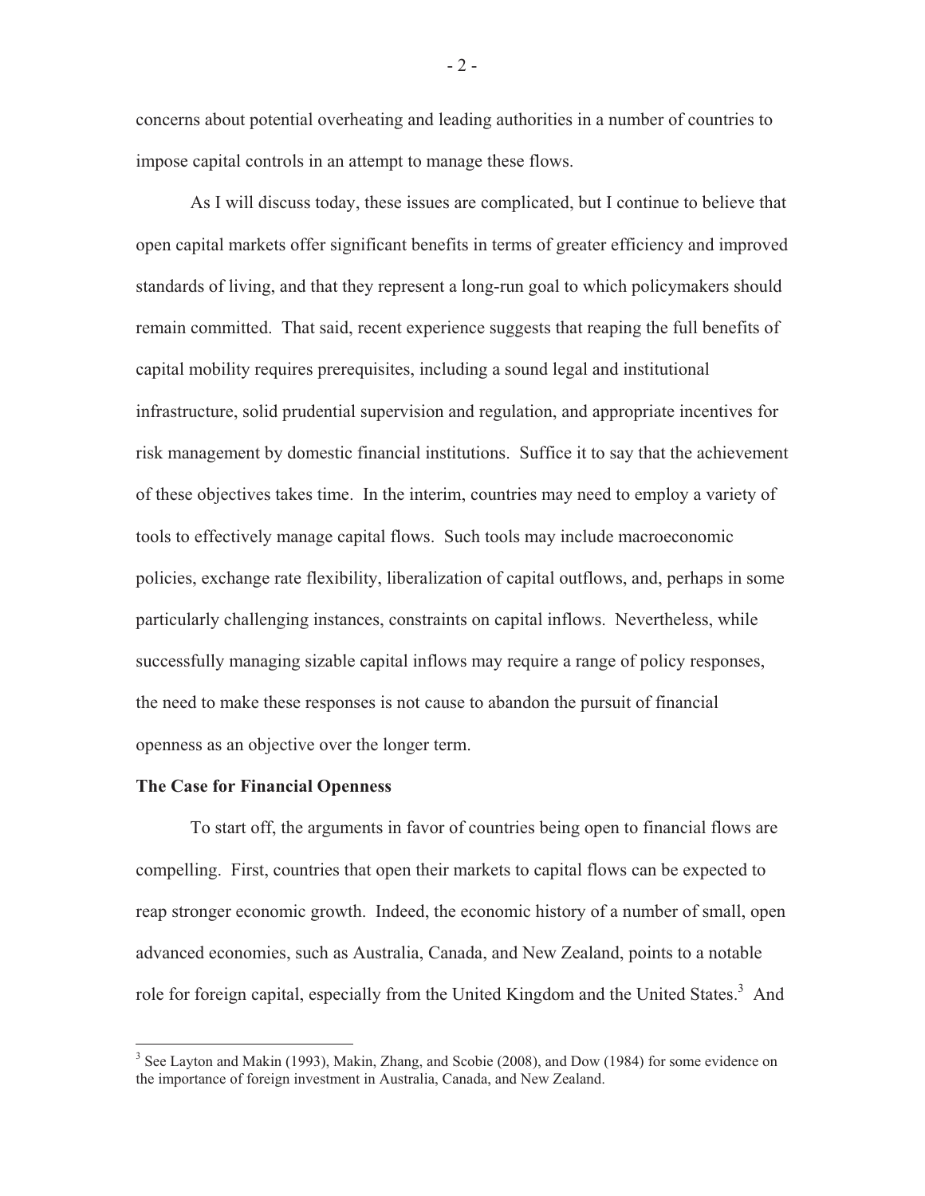concerns about potential overheating and leading authorities in a number of countries to impose capital controls in an attempt to manage these flows.

As I will discuss today, these issues are complicated, but I continue to believe that open capital markets offer significant benefits in terms of greater efficiency and improved standards of living, and that they represent a long-run goal to which policymakers should remain committed. That said, recent experience suggests that reaping the full benefits of capital mobility requires prerequisites, including a sound legal and institutional infrastructure, solid prudential supervision and regulation, and appropriate incentives for risk management by domestic financial institutions. Suffice it to say that the achievement of these objectives takes time. In the interim, countries may need to employ a variety of tools to effectively manage capital flows. Such tools may include macroeconomic policies, exchange rate flexibility, liberalization of capital outflows, and, perhaps in some particularly challenging instances, constraints on capital inflows. Nevertheless, while successfully managing sizable capital inflows may require a range of policy responses, the need to make these responses is not cause to abandon the pursuit of financial openness as an objective over the longer term.

**The Case for Financial Openness**

To start off, the arguments in favor of countries being open to financial flows are compelling. First, countries that open their markets to capital flows can be expected to reap stronger economic growth. Indeed, the economic history of a number of small, open advanced economies, such as Australia, Canada, and New Zealand, points to a notable role for foreign capital, especially from the United Kingdom and the United States.[3] And

---

[3] See Layton and Makin (1993), Makin, Zhang, and Scobie (2008), and Dow (1984) for some evidence on the importance of foreign investment in Australia, Canada, and New Zealand.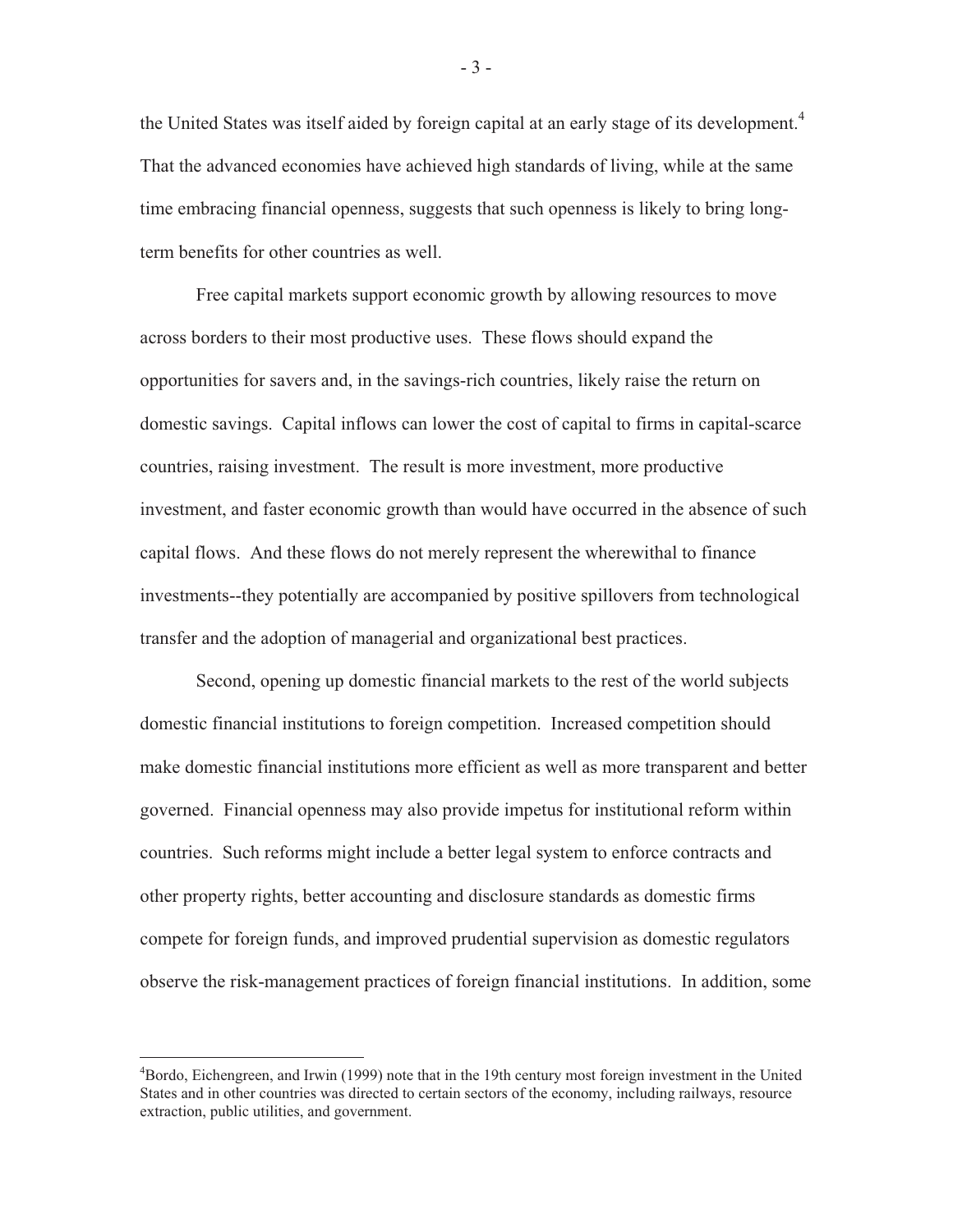the United States was itself aided by foreign capital at an early stage of its development.[4] That the advanced economies have achieved high standards of living, while at the same time embracing financial openness, suggests that such openness is likely to bring long-term benefits for other countries as well.

Free capital markets support economic growth by allowing resources to move across borders to their most productive uses. These flows should expand the opportunities for savers and, in the savings-rich countries, likely raise the return on domestic savings. Capital inflows can lower the cost of capital to firms in capital-scarce countries, raising investment. The result is more investment, more productive investment, and faster economic growth than would have occurred in the absence of such capital flows. And these flows do not merely represent the wherewithal to finance investments--they potentially are accompanied by positive spillovers from technological transfer and the adoption of managerial and organizational best practices.

Second, opening up domestic financial markets to the rest of the world subjects domestic financial institutions to foreign competition. Increased competition should make domestic financial institutions more efficient as well as more transparent and better governed. Financial openness may also provide impetus for institutional reform within countries. Such reforms might include a better legal system to enforce contracts and other property rights, better accounting and disclosure standards as domestic firms compete for foreign funds, and improved prudential supervision as domestic regulators observe the risk-management practices of foreign financial institutions. In addition, some

---

[4] Bordo, Eichengreen, and Irwin (1999) note that in the 19th century most foreign investment in the United States and in other countries was directed to certain sectors of the economy, including railways, resource extraction, public utilities, and government.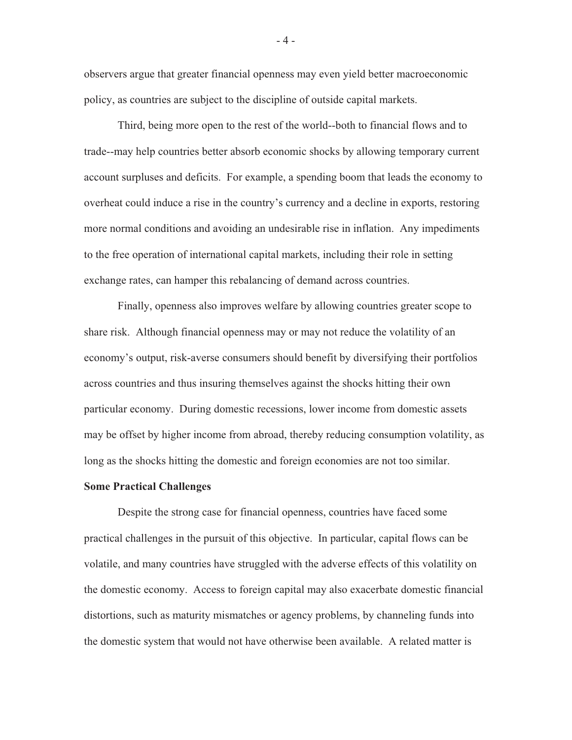observers argue that greater financial openness may even yield better macroeconomic policy, as countries are subject to the discipline of outside capital markets.

Third, being more open to the rest of the world--both to financial flows and to trade--may help countries better absorb economic shocks by allowing temporary current account surpluses and deficits. For example, a spending boom that leads the economy to overheat could induce a rise in the country's currency and a decline in exports, restoring more normal conditions and avoiding an undesirable rise in inflation. Any impediments to the free operation of international capital markets, including their role in setting exchange rates, can hamper this rebalancing of demand across countries.

Finally, openness also improves welfare by allowing countries greater scope to share risk. Although financial openness may or may not reduce the volatility of an economy's output, risk-averse consumers should benefit by diversifying their portfolios across countries and thus insuring themselves against the shocks hitting their own particular economy. During domestic recessions, lower income from domestic assets may be offset by higher income from abroad, thereby reducing consumption volatility, as long as the shocks hitting the domestic and foreign economies are not too similar.

**Some Practical Challenges**

Despite the strong case for financial openness, countries have faced some practical challenges in the pursuit of this objective. In particular, capital flows can be volatile, and many countries have struggled with the adverse effects of this volatility on the domestic economy. Access to foreign capital may also exacerbate domestic financial distortions, such as maturity mismatches or agency problems, by channeling funds into the domestic system that would not have otherwise been available. A related matter is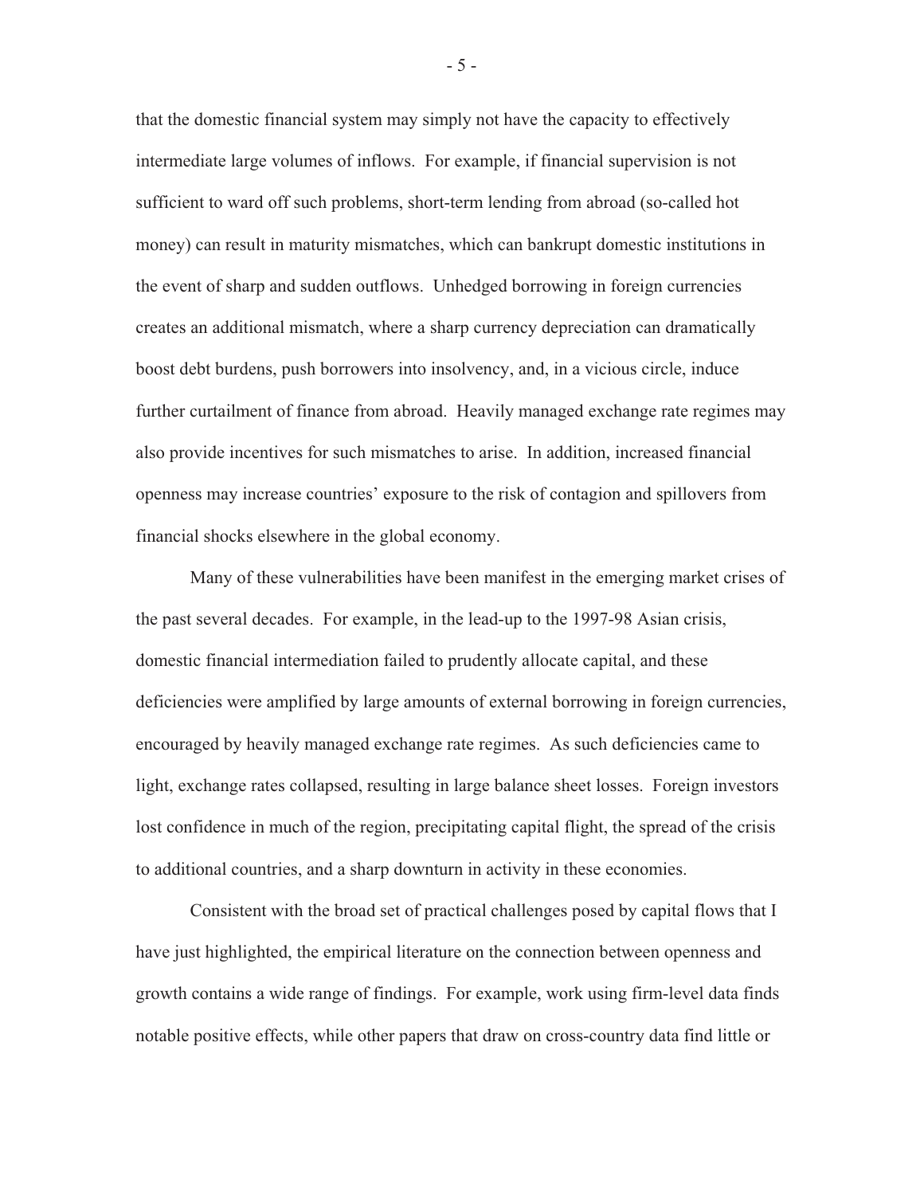that the domestic financial system may simply not have the capacity to effectively intermediate large volumes of inflows. For example, if financial supervision is not sufficient to ward off such problems, short-term lending from abroad (so-called hot money) can result in maturity mismatches, which can bankrupt domestic institutions in the event of sharp and sudden outflows. Unhedged borrowing in foreign currencies creates an additional mismatch, where a sharp currency depreciation can dramatically boost debt burdens, push borrowers into insolvency, and, in a vicious circle, induce further curtailment of finance from abroad. Heavily managed exchange rate regimes may also provide incentives for such mismatches to arise. In addition, increased financial openness may increase countries' exposure to the risk of contagion and spillovers from financial shocks elsewhere in the global economy.

Many of these vulnerabilities have been manifest in the emerging market crises of the past several decades. For example, in the lead-up to the 1997-98 Asian crisis, domestic financial intermediation failed to prudently allocate capital, and these deficiencies were amplified by large amounts of external borrowing in foreign currencies, encouraged by heavily managed exchange rate regimes. As such deficiencies came to light, exchange rates collapsed, resulting in large balance sheet losses. Foreign investors lost confidence in much of the region, precipitating capital flight, the spread of the crisis to additional countries, and a sharp downturn in activity in these economies.

Consistent with the broad set of practical challenges posed by capital flows that I have just highlighted, the empirical literature on the connection between openness and growth contains a wide range of findings. For example, work using firm-level data finds notable positive effects, while other papers that draw on cross-country data find little or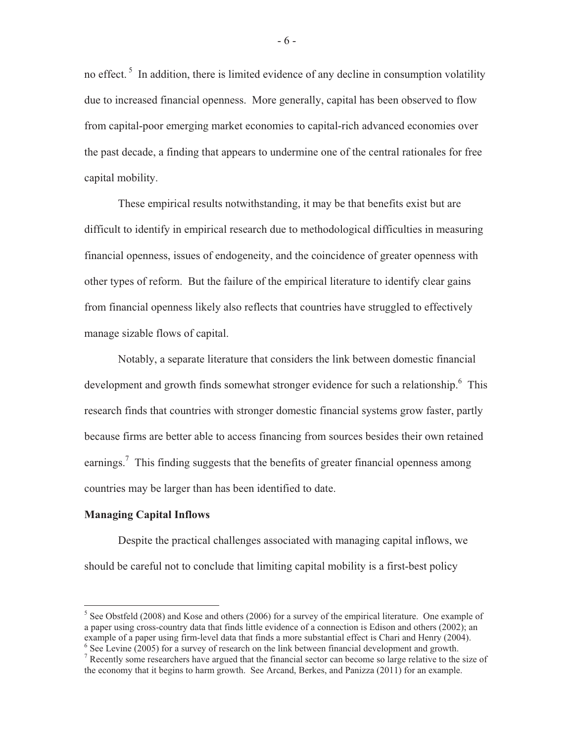no effect.[5] In addition, there is limited evidence of any decline in consumption volatility due to increased financial openness. More generally, capital has been observed to flow from capital-poor emerging market economies to capital-rich advanced economies over the past decade, a finding that appears to undermine one of the central rationales for free capital mobility.

These empirical results notwithstanding, it may be that benefits exist but are difficult to identify in empirical research due to methodological difficulties in measuring financial openness, issues of endogeneity, and the coincidence of greater openness with other types of reform. But the failure of the empirical literature to identify clear gains from financial openness likely also reflects that countries have struggled to effectively manage sizable flows of capital.

Notably, a separate literature that considers the link between domestic financial development and growth finds somewhat stronger evidence for such a relationship.[6] This research finds that countries with stronger domestic financial systems grow faster, partly because firms are better able to access financing from sources besides their own retained earnings.[7] This finding suggests that the benefits of greater financial openness among countries may be larger than has been identified to date.

**Managing Capital Inflows**

Despite the practical challenges associated with managing capital inflows, we should be careful not to conclude that limiting capital mobility is a first-best policy

---

[5] See Obstfeld (2008) and Kose and others (2006) for a survey of the empirical literature. One example of a paper using cross-country data that finds little evidence of a connection is Edison and others (2002); an example of a paper using firm-level data that finds a more substantial effect is Chari and Henry (2004).

[6] See Levine (2005) for a survey of research on the link between financial development and growth.

[7] Recently some researchers have argued that the financial sector can become so large relative to the size of the economy that it begins to harm growth. See Arcand, Berkes, and Panizza (2011) for an example.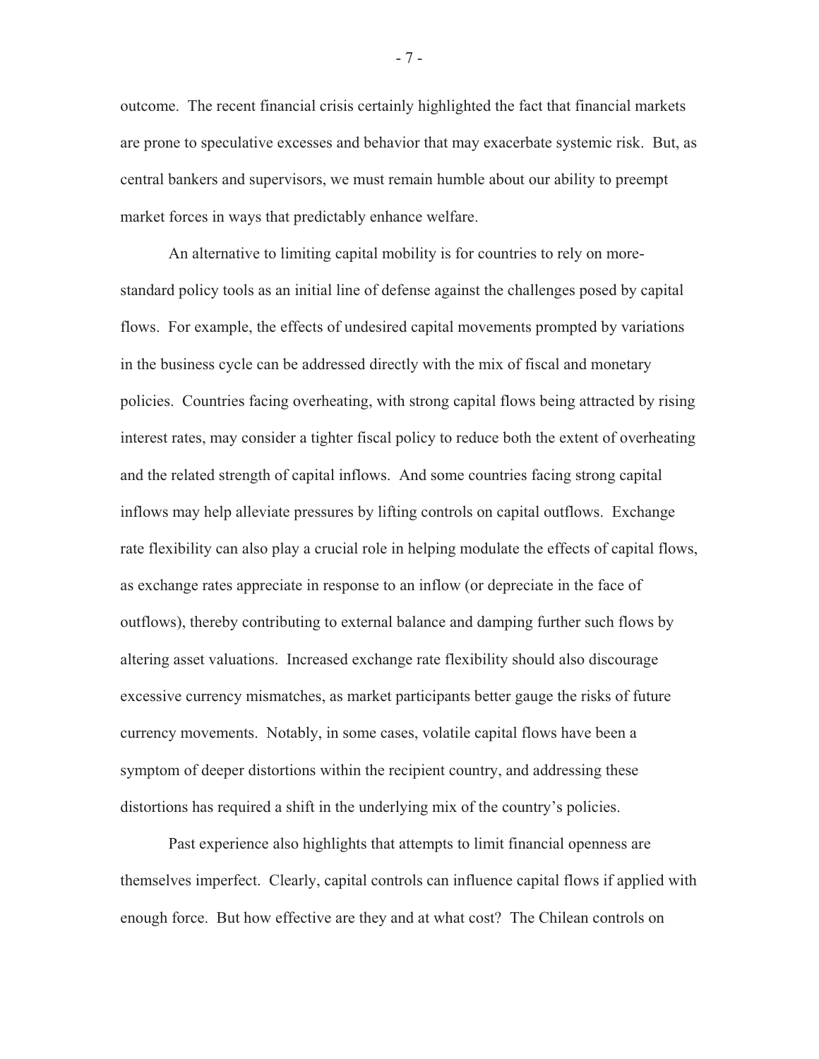outcome. The recent financial crisis certainly highlighted the fact that financial markets are prone to speculative excesses and behavior that may exacerbate systemic risk. But, as central bankers and supervisors, we must remain humble about our ability to preempt market forces in ways that predictably enhance welfare.

An alternative to limiting capital mobility is for countries to rely on more-standard policy tools as an initial line of defense against the challenges posed by capital flows. For example, the effects of undesired capital movements prompted by variations in the business cycle can be addressed directly with the mix of fiscal and monetary policies. Countries facing overheating, with strong capital flows being attracted by rising interest rates, may consider a tighter fiscal policy to reduce both the extent of overheating and the related strength of capital inflows. And some countries facing strong capital inflows may help alleviate pressures by lifting controls on capital outflows. Exchange rate flexibility can also play a crucial role in helping modulate the effects of capital flows, as exchange rates appreciate in response to an inflow (or depreciate in the face of outflows), thereby contributing to external balance and damping further such flows by altering asset valuations. Increased exchange rate flexibility should also discourage excessive currency mismatches, as market participants better gauge the risks of future currency movements. Notably, in some cases, volatile capital flows have been a symptom of deeper distortions within the recipient country, and addressing these distortions has required a shift in the underlying mix of the country's policies.

Past experience also highlights that attempts to limit financial openness are themselves imperfect. Clearly, capital controls can influence capital flows if applied with enough force. But how effective are they and at what cost? The Chilean controls on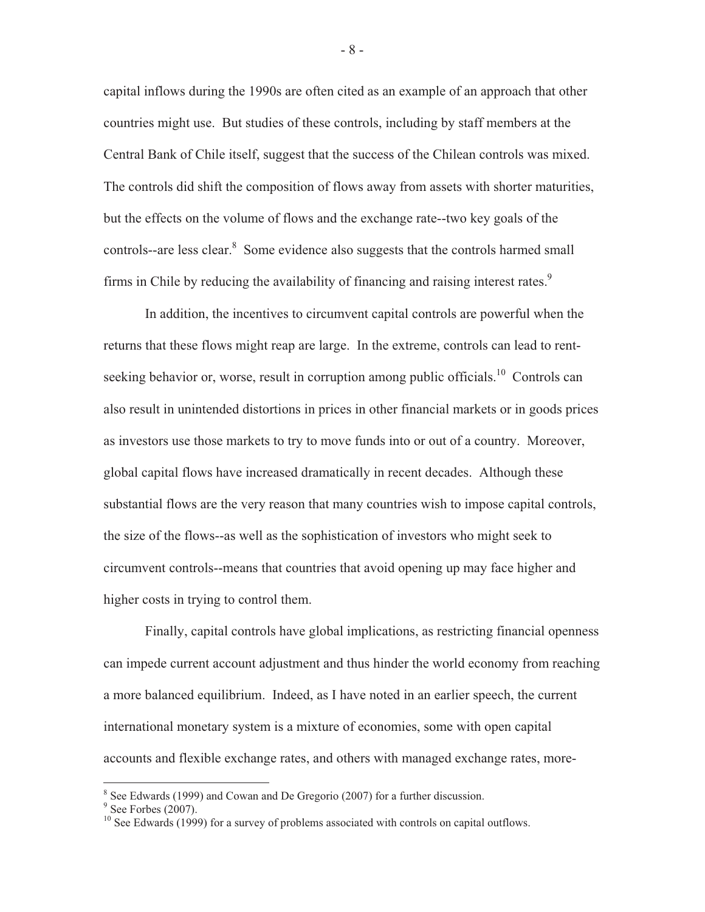capital inflows during the 1990s are often cited as an example of an approach that other countries might use. But studies of these controls, including by staff members at the Central Bank of Chile itself, suggest that the success of the Chilean controls was mixed. The controls did shift the composition of flows away from assets with shorter maturities, but the effects on the volume of flows and the exchange rate--two key goals of the controls--are less clear.[8] Some evidence also suggests that the controls harmed small firms in Chile by reducing the availability of financing and raising interest rates.[9]

In addition, the incentives to circumvent capital controls are powerful when the returns that these flows might reap are large. In the extreme, controls can lead to rent-seeking behavior or, worse, result in corruption among public officials.[10] Controls can also result in unintended distortions in prices in other financial markets or in goods prices as investors use those markets to try to move funds into or out of a country. Moreover, global capital flows have increased dramatically in recent decades. Although these substantial flows are the very reason that many countries wish to impose capital controls, the size of the flows--as well as the sophistication of investors who might seek to circumvent controls--means that countries that avoid opening up may face higher and higher costs in trying to control them.

Finally, capital controls have global implications, as restricting financial openness can impede current account adjustment and thus hinder the world economy from reaching a more balanced equilibrium. Indeed, as I have noted in an earlier speech, the current international monetary system is a mixture of economies, some with open capital accounts and flexible exchange rates, and others with managed exchange rates, more-

---

[8] See Edwards (1999) and Cowan and De Gregorio (2007) for a further discussion.

[9] See Forbes (2007).

[10] See Edwards (1999) for a survey of problems associated with controls on capital outflows.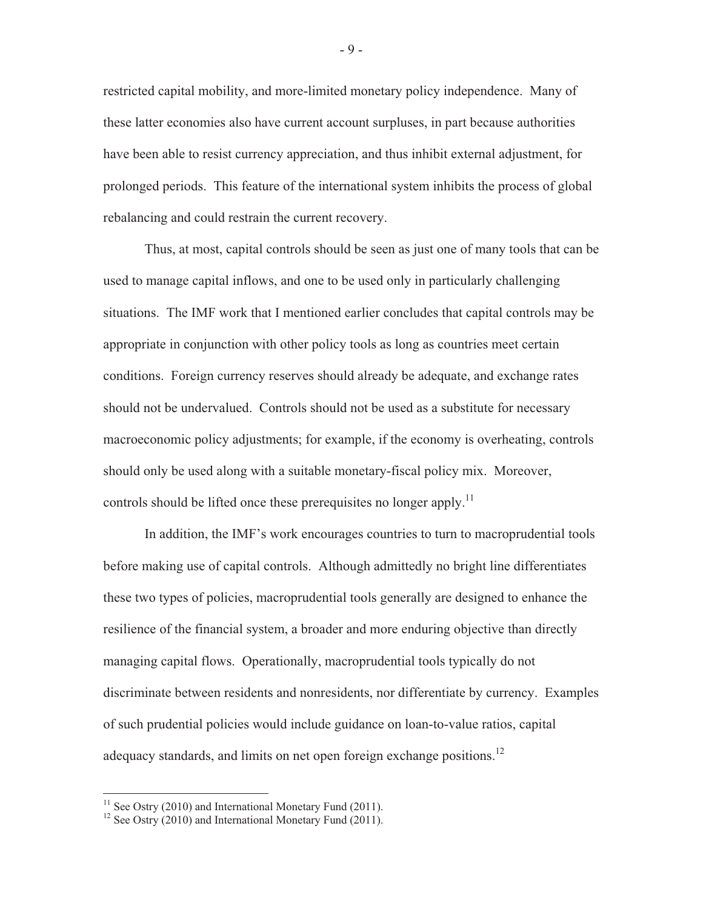restricted capital mobility, and more-limited monetary policy independence. Many of these latter economies also have current account surpluses, in part because authorities have been able to resist currency appreciation, and thus inhibit external adjustment, for prolonged periods. This feature of the international system inhibits the process of global rebalancing and could restrain the current recovery.

Thus, at most, capital controls should be seen as just one of many tools that can be used to manage capital inflows, and one to be used only in particularly challenging situations. The IMF work that I mentioned earlier concludes that capital controls may be appropriate in conjunction with other policy tools as long as countries meet certain conditions. Foreign currency reserves should already be adequate, and exchange rates should not be undervalued. Controls should not be used as a substitute for necessary macroeconomic policy adjustments; for example, if the economy is overheating, controls should only be used along with a suitable monetary-fiscal policy mix. Moreover, controls should be lifted once these prerequisites no longer apply.[11]

In addition, the IMF's work encourages countries to turn to macroprudential tools before making use of capital controls. Although admittedly no bright line differentiates these two types of policies, macroprudential tools generally are designed to enhance the resilience of the financial system, a broader and more enduring objective than directly managing capital flows. Operationally, macroprudential tools typically do not discriminate between residents and nonresidents, nor differentiate by currency. Examples of such prudential policies would include guidance on loan-to-value ratios, capital adequacy standards, and limits on net open foreign exchange positions.[12]

---

[11] See Ostry (2010) and International Monetary Fund (2011).

[12] See Ostry (2010) and International Monetary Fund (2011).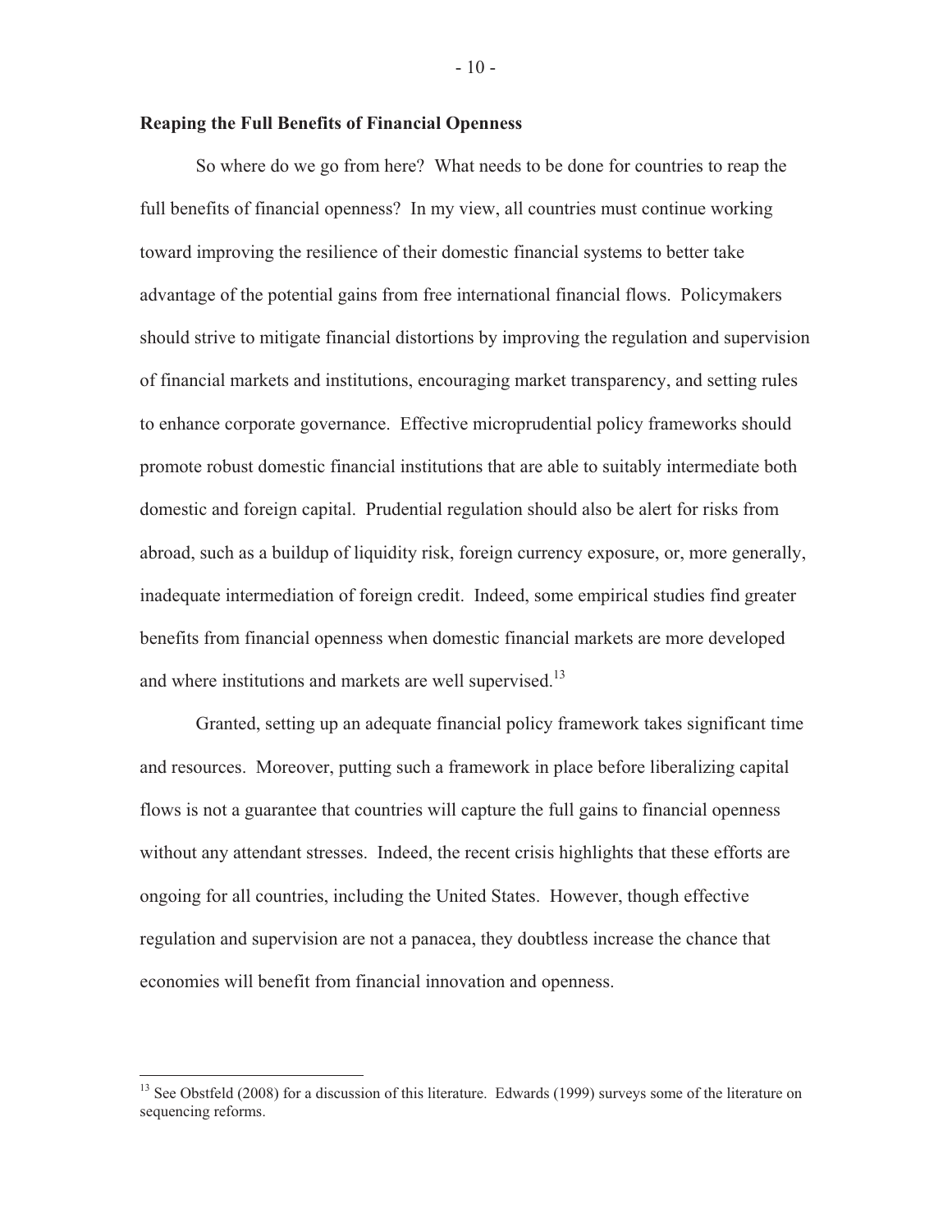**Reaping the Full Benefits of Financial Openness**

So where do we go from here? What needs to be done for countries to reap the full benefits of financial openness? In my view, all countries must continue working toward improving the resilience of their domestic financial systems to better take advantage of the potential gains from free international financial flows. Policymakers should strive to mitigate financial distortions by improving the regulation and supervision of financial markets and institutions, encouraging market transparency, and setting rules to enhance corporate governance. Effective microprudential policy frameworks should promote robust domestic financial institutions that are able to suitably intermediate both domestic and foreign capital. Prudential regulation should also be alert for risks from abroad, such as a buildup of liquidity risk, foreign currency exposure, or, more generally, inadequate intermediation of foreign credit. Indeed, some empirical studies find greater benefits from financial openness when domestic financial markets are more developed and where institutions and markets are well supervised.[13]

Granted, setting up an adequate financial policy framework takes significant time and resources. Moreover, putting such a framework in place before liberalizing capital flows is not a guarantee that countries will capture the full gains to financial openness without any attendant stresses. Indeed, the recent crisis highlights that these efforts are ongoing for all countries, including the United States. However, though effective regulation and supervision are not a panacea, they doubtless increase the chance that economies will benefit from financial innovation and openness.

---

[13] See Obstfeld (2008) for a discussion of this literature. Edwards (1999) surveys some of the literature on sequencing reforms.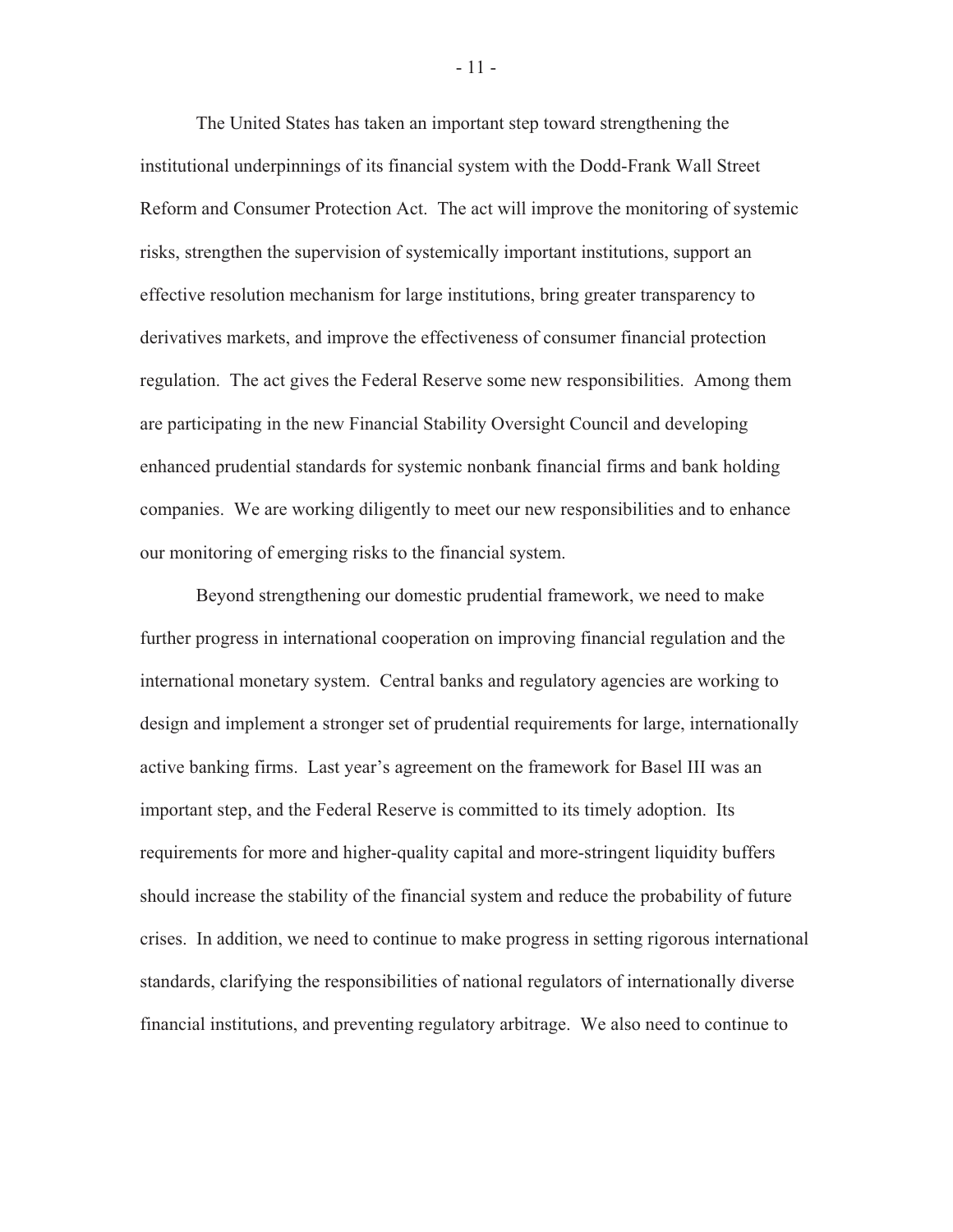The United States has taken an important step toward strengthening the institutional underpinnings of its financial system with the Dodd-Frank Wall Street Reform and Consumer Protection Act. The act will improve the monitoring of systemic risks, strengthen the supervision of systemically important institutions, support an effective resolution mechanism for large institutions, bring greater transparency to derivatives markets, and improve the effectiveness of consumer financial protection regulation. The act gives the Federal Reserve some new responsibilities. Among them are participating in the new Financial Stability Oversight Council and developing enhanced prudential standards for systemic nonbank financial firms and bank holding companies. We are working diligently to meet our new responsibilities and to enhance our monitoring of emerging risks to the financial system.

Beyond strengthening our domestic prudential framework, we need to make further progress in international cooperation on improving financial regulation and the international monetary system. Central banks and regulatory agencies are working to design and implement a stronger set of prudential requirements for large, internationally active banking firms. Last year's agreement on the framework for Basel III was an important step, and the Federal Reserve is committed to its timely adoption. Its requirements for more and higher-quality capital and more-stringent liquidity buffers should increase the stability of the financial system and reduce the probability of future crises. In addition, we need to continue to make progress in setting rigorous international standards, clarifying the responsibilities of national regulators of internationally diverse financial institutions, and preventing regulatory arbitrage. We also need to continue to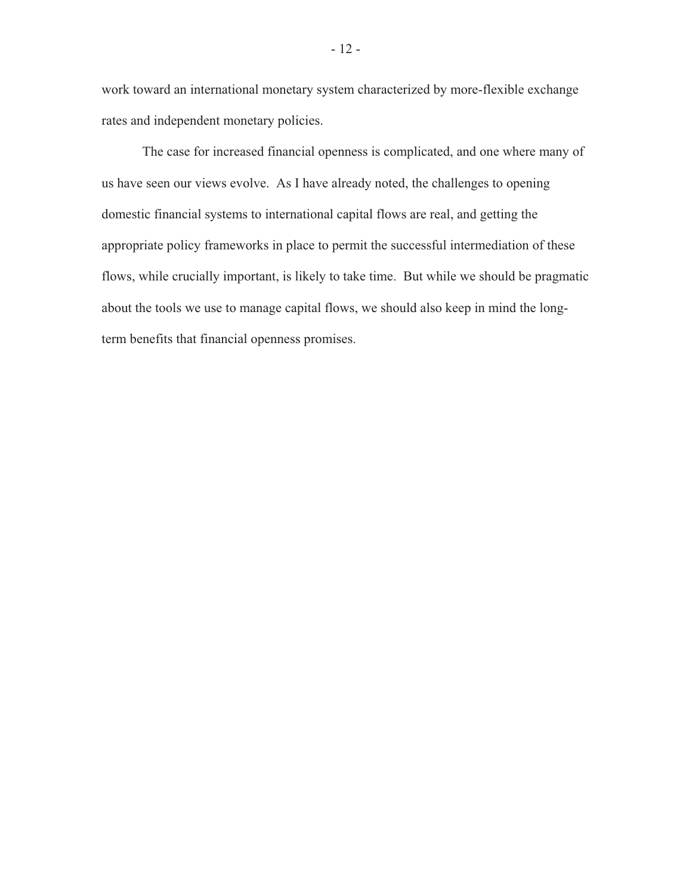work toward an international monetary system characterized by more-flexible exchange rates and independent monetary policies.

The case for increased financial openness is complicated, and one where many of us have seen our views evolve. As I have already noted, the challenges to opening domestic financial systems to international capital flows are real, and getting the appropriate policy frameworks in place to permit the successful intermediation of these flows, while crucially important, is likely to take time. But while we should be pragmatic about the tools we use to manage capital flows, we should also keep in mind the long-term benefits that financial openness promises.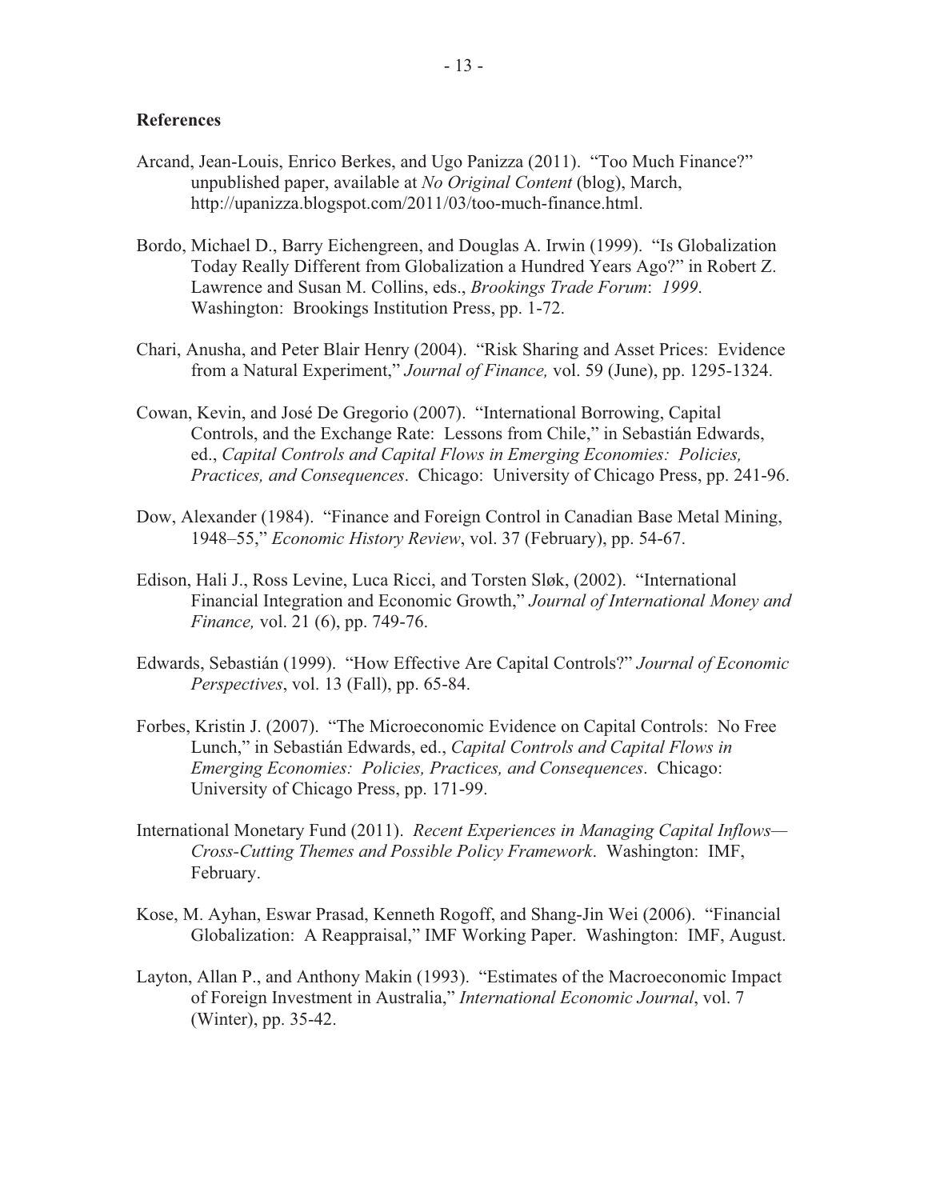**References**

Arcand, Jean-Louis, Enrico Berkes, and Ugo Panizza (2011). "Too Much Finance?" unpublished paper, available at *No Original Content* (blog), March, http://upanizza.blogspot.com/2011/03/too-much-finance.html.

Bordo, Michael D., Barry Eichengreen, and Douglas A. Irwin (1999). "Is Globalization Today Really Different from Globalization a Hundred Years Ago?" in Robert Z. Lawrence and Susan M. Collins, eds., *Brookings Trade Forum*: *1999*. Washington: Brookings Institution Press, pp. 1-72.

Chari, Anusha, and Peter Blair Henry (2004). "Risk Sharing and Asset Prices: Evidence from a Natural Experiment," *Journal of Finance,* vol. 59 (June), pp. 1295-1324.

Cowan, Kevin, and José De Gregorio (2007). "International Borrowing, Capital Controls, and the Exchange Rate: Lessons from Chile," in Sebastián Edwards, ed., *Capital Controls and Capital Flows in Emerging Economies: Policies, Practices, and Consequences*. Chicago: University of Chicago Press, pp. 241-96.

Dow, Alexander (1984). "Finance and Foreign Control in Canadian Base Metal Mining, 1948–55," *Economic History Review*, vol. 37 (February), pp. 54-67.

Edison, Hali J., Ross Levine, Luca Ricci, and Torsten Sløk, (2002). "International Financial Integration and Economic Growth," *Journal of International Money and Finance,* vol. 21 (6), pp. 749-76.

Edwards, Sebastián (1999). "How Effective Are Capital Controls?" *Journal of Economic Perspectives*, vol. 13 (Fall), pp. 65-84.

Forbes, Kristin J. (2007). "The Microeconomic Evidence on Capital Controls: No Free Lunch," in Sebastián Edwards, ed., *Capital Controls and Capital Flows in Emerging Economies: Policies, Practices, and Consequences*. Chicago: University of Chicago Press, pp. 171-99.

International Monetary Fund (2011). *Recent Experiences in Managing Capital Inflows—Cross-Cutting Themes and Possible Policy Framework*. Washington: IMF, February.

Kose, M. Ayhan, Eswar Prasad, Kenneth Rogoff, and Shang-Jin Wei (2006). "Financial Globalization: A Reappraisal," IMF Working Paper. Washington: IMF, August.

Layton, Allan P., and Anthony Makin (1993). "Estimates of the Macroeconomic Impact of Foreign Investment in Australia," *International Economic Journal*, vol. 7 (Winter), pp. 35-42.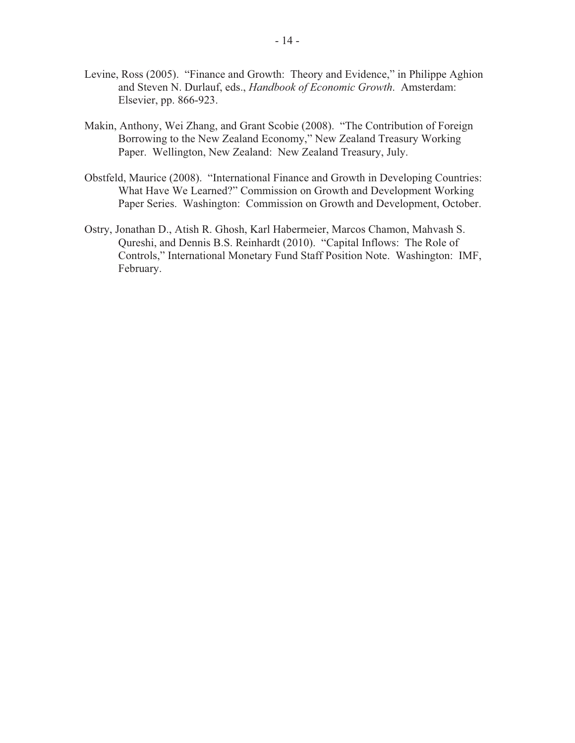Levine, Ross (2005). "Finance and Growth: Theory and Evidence," in Philippe Aghion and Steven N. Durlauf, eds., *Handbook of Economic Growth*. Amsterdam: Elsevier, pp. 866-923.

Makin, Anthony, Wei Zhang, and Grant Scobie (2008). "The Contribution of Foreign Borrowing to the New Zealand Economy," New Zealand Treasury Working Paper. Wellington, New Zealand: New Zealand Treasury, July.

Obstfeld, Maurice (2008). "International Finance and Growth in Developing Countries: What Have We Learned?" Commission on Growth and Development Working Paper Series. Washington: Commission on Growth and Development, October.

Ostry, Jonathan D., Atish R. Ghosh, Karl Habermeier, Marcos Chamon, Mahvash S. Qureshi, and Dennis B.S. Reinhardt (2010). "Capital Inflows: The Role of Controls," International Monetary Fund Staff Position Note. Washington: IMF, February.